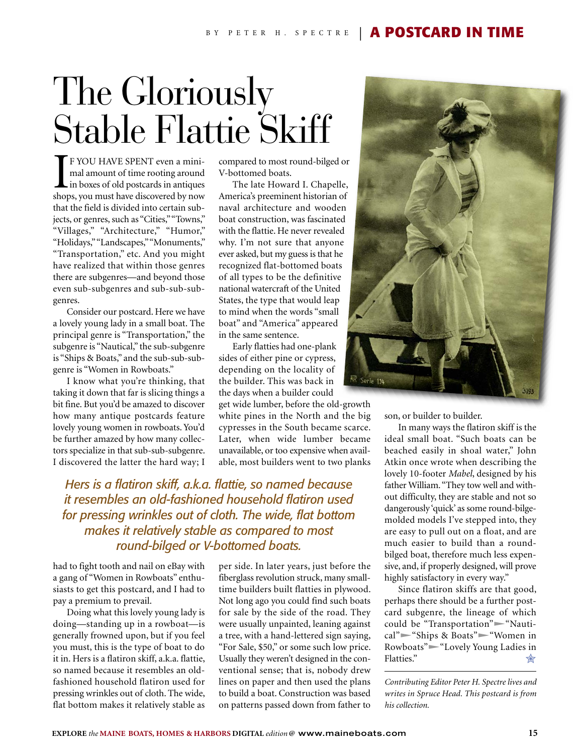# The Gloriously Stable Flattie Skiff

BY PETER H. SPECTRE | A POSTCARD IN TIME

IF YOU HAVE SPENT even a minimal amount of time rooting around in boxes of old postcards in antiques shops, you must have discovered by now that the field is divided into certain subjects, or genres, such as "Cities," "Towns," "Villages," "Architecture," "Humor," "Holidays," "Landscapes," "Monuments," "Transportation," etc. And you might have realized that within those genres there are subgenres—and beyond those even sub-subgenres and sub-sub-subgenres.

Consider our postcard. Here we have a lovely young lady in a small boat. The principal genre is "Transportation," the subgenre is "Nautical," the sub-subgenre is "Ships & Boats," and the sub-sub-subgenre is "Women in Rowboats."

I know what you're thinking, that taking it down that far is slicing things a bit fine. But you'd be amazed to discover how many antique postcards feature lovely young women in rowboats. You'd be further amazed by how many collectors specialize in that sub-sub-subgenre. I discovered the latter the hard way; I had to fight tooth and nail on eBay with a gang of "Women in Rowboats" enthusiasts to get this postcard, and I had to pay a premium to prevail.

Doing what this lovely young lady is doing—standing up in a rowboat—is generally frowned upon, but if you feel you must, this is the type of boat to do it in. Hers is a flatiron skiff, a.k.a. flattie, so named because it resembles an old-fashioned household flatiron used for pressing wrinkles out of cloth. The wide, flat bottom makes it relatively stable as compared to most round-bilged or V-bottomed boats.

The late Howard I. Chapelle, America's preeminent historian of naval architecture and wooden boat construction, was fascinated with the flattie. He never revealed why. I'm not sure that anyone ever asked, but my guess is that he recognized flat-bottomed boats of all types to be the definitive national watercraft of the United States, the type that would leap to mind when the words "small boat" and "America" appeared in the same sentence.

Early flatties had one-plank sides of either pine or cypress, depending on the locality of the builder. This was back in the days when a builder could get wide lumber, before the old-growth white pines in the North and the big cypresses in the South became scarce. Later, when wide lumber became unavailable, or too expensive when available, most builders went to two planks per side. In later years, just before the fiberglass revolution struck, many small-time builders built flatties in plywood. Not long ago you could find such boats for sale by the side of the road. They were usually unpainted, leaning against a tree, with a hand-lettered sign saying, "For Sale, $50," or some such low price. Usually they weren't designed in the conventional sense; that is, nobody drew lines on paper and then used the plans to build a boat. Construction was based on patterns passed down from father to son, or builder to builder.

*Hers is a flatiron skiff, a.k.a. flattie, so named because it resembles an old-fashioned household flatiron used for pressing wrinkles out of cloth. The wide, flat bottom makes it relatively stable as compared to most round-bilged or V-bottomed boats.*

In many ways the flatiron skiff is the ideal small boat. "Such boats can be beached easily in shoal water," John Atkin once wrote when describing the lovely 10-footer *Mabel*, designed by his father William. "They tow well and without difficulty, they are stable and not so dangerously 'quick' as some round-bilge-molded models I've stepped into, they are easy to pull out on a float, and are much easier to build than a round-bilged boat, therefore much less expensive, and, if properly designed, will prove highly satisfactory in every way."

Since flatiron skiffs are that good, perhaps there should be a further postcard subgenre, the lineage of which could be "Transportation" ► "Nautical" ► "Ships & Boats" ► "Women in Rowboats" ► "Lovely Young Ladies in Flatties."

*Contributing Editor Peter H. Spectre lives and writes in Spruce Head. This postcard is from his collection.*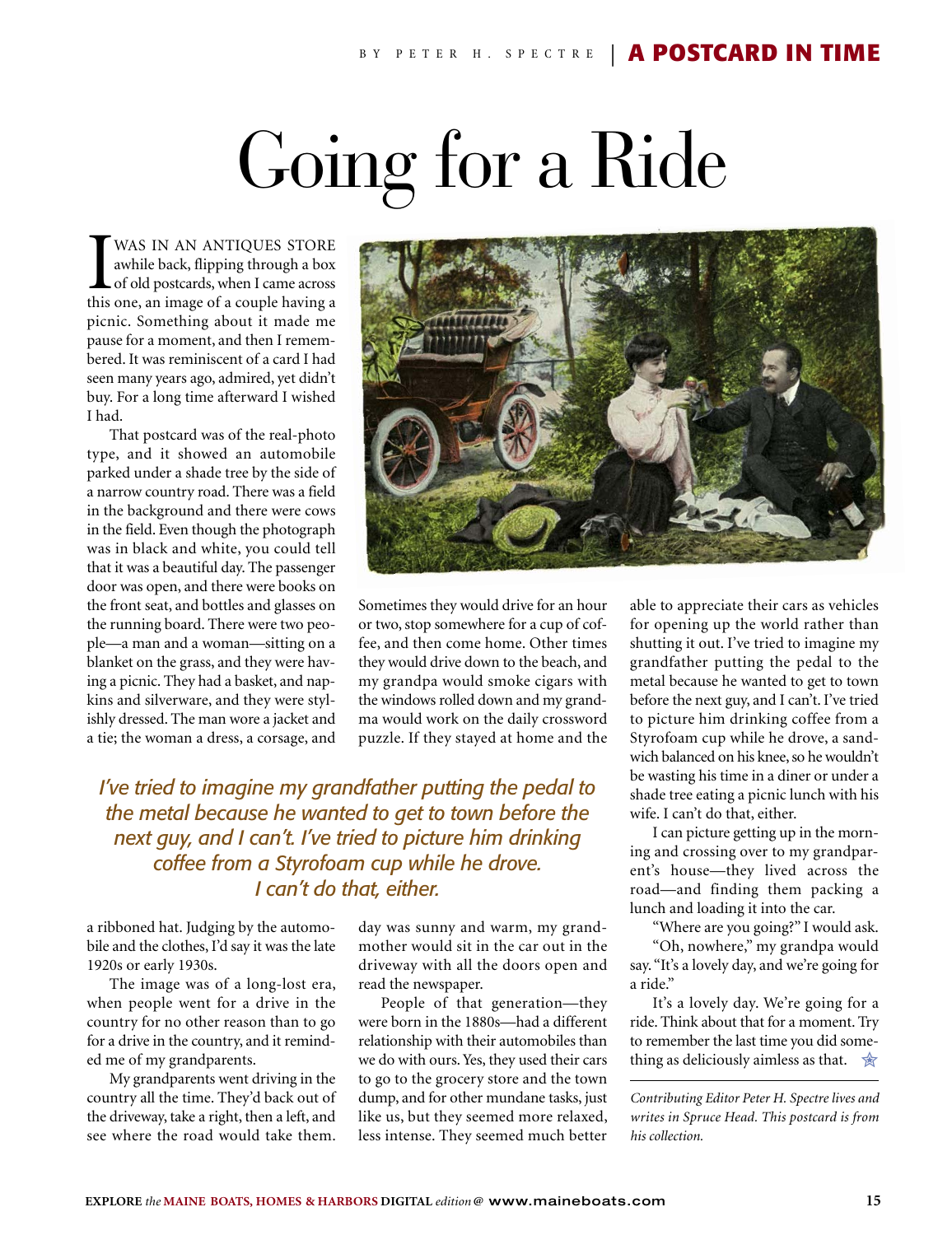# Going for a Ride

I WAS IN AN ANTIQUES STORE awhile back, flipping through a box of old postcards, when I came across this one, an image of a couple having a picnic. Something about it made me pause for a moment, and then I remembered. It was reminiscent of a card I had seen many years ago, admired, yet didn't buy. For a long time afterward I wished I had.

That postcard was of the real-photo type, and it showed an automobile parked under a shade tree by the side of a narrow country road. There was a field in the background and there were cows in the field. Even though the photograph was in black and white, you could tell that it was a beautiful day. The passenger door was open, and there were books on the front seat, and bottles and glasses on the running board. There were two people—a man and a woman—sitting on a blanket on the grass, and they were having a picnic. They had a basket, and napkins and silverware, and they were stylishly dressed. The man wore a jacket and a tie; the woman a dress, a corsage, and a ribboned hat. Judging by the automobile and the clothes, I'd say it was the late 1920s or early 1930s.

The image was of a long-lost era, when people went for a drive in the country for no other reason than to go for a drive in the country, and it reminded me of my grandparents.

My grandparents went driving in the country all the time. They'd back out of the driveway, take a right, then a left, and see where the road would take them. Sometimes they would drive for an hour or two, stop somewhere for a cup of coffee, and then come home. Other times they would drive down to the beach, and my grandpa would smoke cigars with the windows rolled down and my grandma would work on the daily crossword puzzle. If they stayed at home and the day was sunny and warm, my grandmother would sit in the car out in the driveway with all the doors open and read the newspaper.

*I've tried to imagine my grandfather putting the pedal to the metal because he wanted to get to town before the next guy, and I can't. I've tried to picture him drinking coffee from a Styrofoam cup while he drove. I can't do that, either.*

People of that generation—they were born in the 1880s—had a different relationship with their automobiles than we do with ours. Yes, they used their cars to go to the grocery store and the town dump, and for other mundane tasks, just like us, but they seemed more relaxed, less intense. They seemed much better able to appreciate their cars as vehicles for opening up the world rather than shutting it out. I've tried to imagine my grandfather putting the pedal to the metal because he wanted to get to town before the next guy, and I can't. I've tried to picture him drinking coffee from a Styrofoam cup while he drove, a sandwich balanced on his knee, so he wouldn't be wasting his time in a diner or under a shade tree eating a picnic lunch with his wife. I can't do that, either.

I can picture getting up in the morning and crossing over to my grandparent's house—they lived across the road—and finding them packing a lunch and loading it into the car.

"Where are you going?" I would ask.

"Oh, nowhere," my grandpa would say. "It's a lovely day, and we're going for a ride."

It's a lovely day. We're going for a ride. Think about that for a moment. Try to remember the last time you did something as deliciously aimless as that.

*Contributing Editor Peter H. Spectre lives and writes in Spruce Head. This postcard is from his collection.*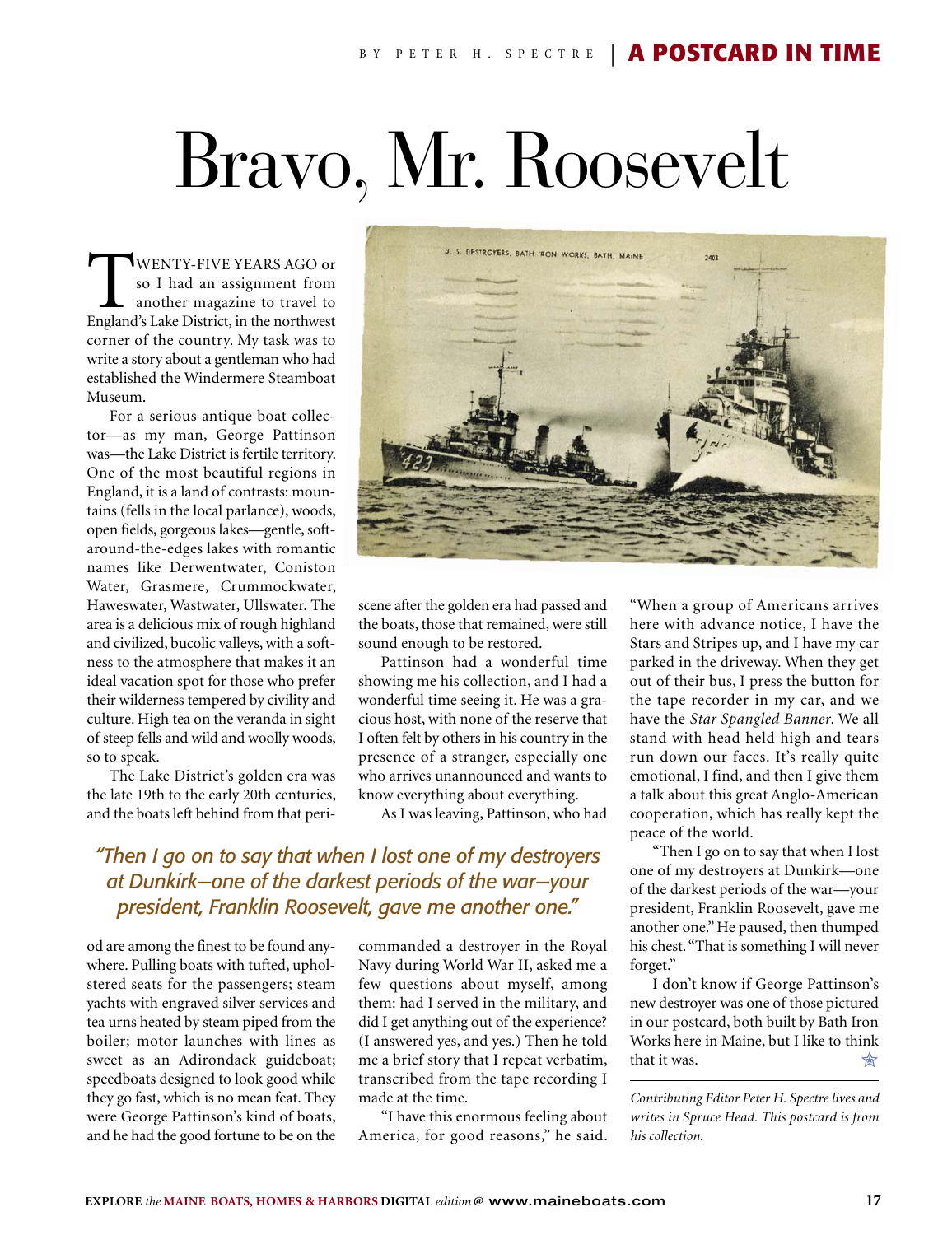# Bravo, Mr. Roosevelt

BY PETER H. SPECTRE

TWENTY-FIVE YEARS AGO or so I had an assignment from another magazine to travel to England's Lake District, in the northwest corner of the country. My task was to write a story about a gentleman who had established the Windermere Steamboat Museum.

For a serious antique boat collector—as my man, George Pattinson was—the Lake District is fertile territory. One of the most beautiful regions in England, it is a land of contrasts: mountains (fells in the local parlance), woods, open fields, gorgeous lakes—gentle, soft-around-the-edges lakes with romantic names like Derwentwater, Coniston Water, Grasmere, Crummockwater, Haweswater, Wastwater, Ullswater. The area is a delicious mix of rough highland and civilized, bucolic valleys, with a softness to the atmosphere that makes it an ideal vacation spot for those who prefer their wilderness tempered by civility and culture. High tea on the veranda in sight of steep fells and wild and woolly woods, so to speak.

The Lake District's golden era was the late 19th to the early 20th centuries, and the boats left behind from that period are among the finest to be found anywhere. Pulling boats with tufted, upholstered seats for the passengers; steam yachts with engraved silver services and tea urns heated by steam piped from the boiler; motor launches with lines as sweet as an Adirondack guideboat; speedboats designed to look good while they go fast, which is no mean feat. They were George Pattinson's kind of boats, and he had the good fortune to be on the scene after the golden era had passed and the boats, those that remained, were still sound enough to be restored.

Pattinson had a wonderful time showing me his collection, and I had a wonderful time seeing it. He was a gracious host, with none of the reserve that I often felt by others in his country in the presence of a stranger, especially one who arrives unannounced and wants to know everything about everything.

As I was leaving, Pattinson, who had commanded a destroyer in the Royal Navy during World War II, asked me a few questions about myself, among them: had I served in the military, and did I get anything out of the experience? (I answered yes, and yes.) Then he told me a brief story that I repeat verbatim, transcribed from the tape recording I made at the time.

*"Then I go on to say that when I lost one of my destroyers at Dunkirk—one of the darkest periods of the war—your president, Franklin Roosevelt, gave me another one."*

"I have this enormous feeling about America, for good reasons," he said. "When a group of Americans arrives here with advance notice, I have the Stars and Stripes up, and I have my car parked in the driveway. When they get out of their bus, I press the button for the tape recorder in my car, and we have the *Star Spangled Banner*. We all stand with head held high and tears run down our faces. It's really quite emotional, I find, and then I give them a talk about this great Anglo-American cooperation, which has really kept the peace of the world.

"Then I go on to say that when I lost one of my destroyers at Dunkirk—one of the darkest periods of the war—your president, Franklin Roosevelt, gave me another one." He paused, then thumped his chest. "That is something I will never forget."

I don't know if George Pattinson's new destroyer was one of those pictured in our postcard, both built by Bath Iron Works here in Maine, but I like to think that it was.

*Contributing Editor Peter H. Spectre lives and writes in Spruce Head. This postcard is from his collection.*